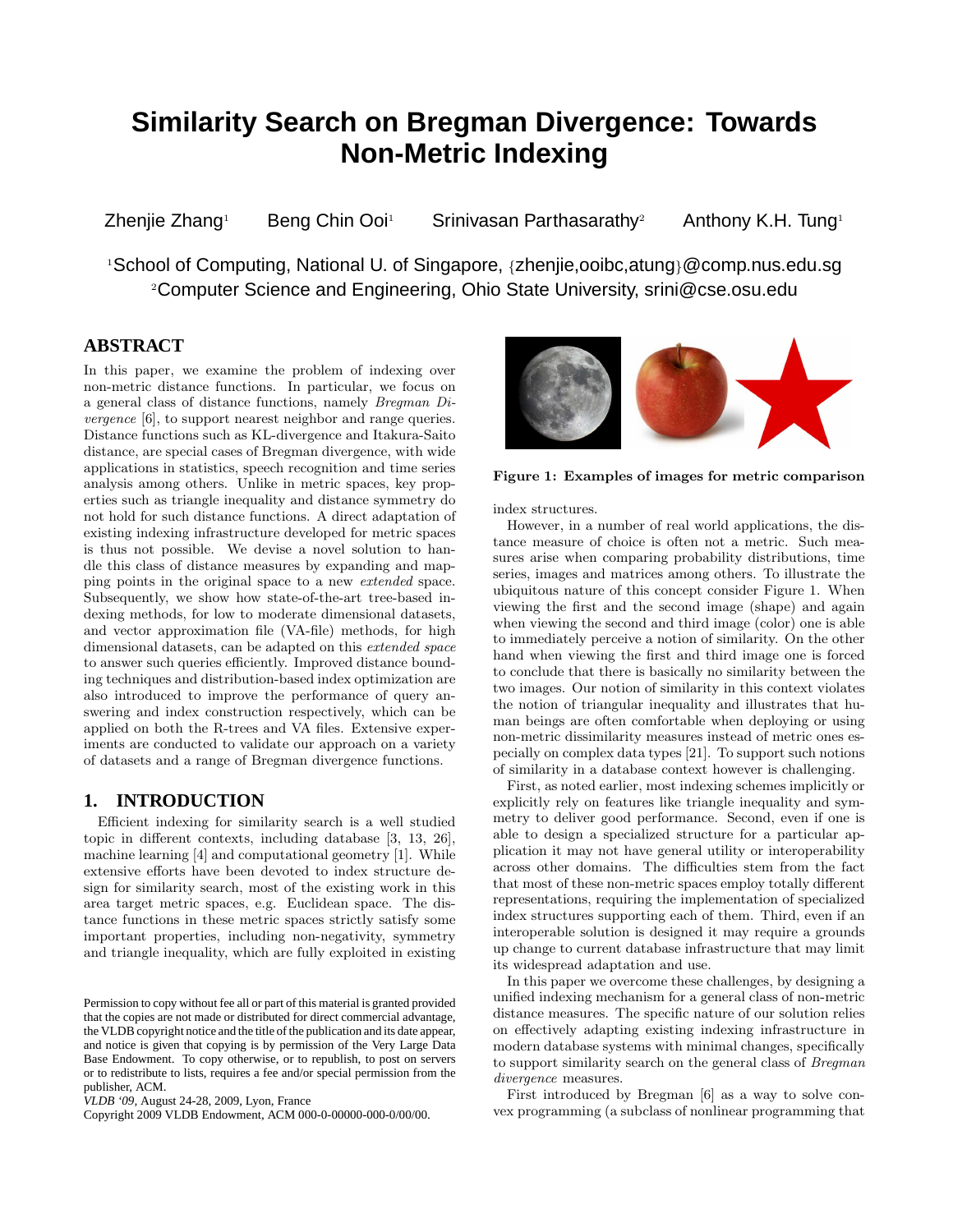# Similarity Search on Bregman Divergence: Towards Non-Metric Indexing

Zhenjie Zhang[1] Beng Chin Ooi[1] Srinivasan Parthasarathy[2] Anthony K.H. Tung[1]

[1]School of Computing, National U. of Singapore, {zhenjie,ooibc,atung}@comp.nus.edu.sg
[2]Computer Science and Engineering, Ohio State University, srini@cse.osu.edu

## ABSTRACT

In this paper, we examine the problem of indexing over non-metric distance functions. In particular, we focus on a general class of distance functions, namely *Bregman Divergence* [6], to support nearest neighbor and range queries. Distance functions such as KL-divergence and Itakura-Saito distance, are special cases of Bregman divergence, with wide applications in statistics, speech recognition and time series analysis among others. Unlike in metric spaces, key properties such as triangle inequality and distance symmetry do not hold for such distance functions. A direct adaptation of existing indexing infrastructure developed for metric spaces is thus not possible. We devise a novel solution to handle this class of distance measures by expanding and mapping points in the original space to a new *extended* space. Subsequently, we show how state-of-the-art tree-based indexing methods, for low to moderate dimensional datasets, and vector approximation file (VA-file) methods, for high dimensional datasets, can be adapted on this *extended space* to answer such queries efficiently. Improved distance bounding techniques and distribution-based index optimization are also introduced to improve the performance of query answering and index construction respectively, which can be applied on both the R-trees and VA files. Extensive experiments are conducted to validate our approach on a variety of datasets and a range of Bregman divergence functions.

## 1. INTRODUCTION

Efficient indexing for similarity search is a well studied topic in different contexts, including database [3, 13, 26], machine learning [4] and computational geometry [1]. While extensive efforts have been devoted to index structure design for similarity search, most of the existing work in this area target metric spaces, e.g. Euclidean space. The distance functions in these metric spaces strictly satisfy some important properties, including non-negativity, symmetry and triangle inequality, which are fully exploited in existing index structures.

Figure 1: Examples of images for metric comparison

However, in a number of real world applications, the distance measure of choice is often not a metric. Such measures arise when comparing probability distributions, time series, images and matrices among others. To illustrate the ubiquitous nature of this concept consider Figure 1. When viewing the first and the second image (shape) and again when viewing the second and third image (color) one is able to immediately perceive a notion of similarity. On the other hand when viewing the first and third image one is forced to conclude that there is basically no similarity between the two images. Our notion of similarity in this context violates the notion of triangular inequality and illustrates that human beings are often comfortable when deploying or using non-metric dissimilarity measures instead of metric ones especially on complex data types [21]. To support such notions of similarity in a database context however is challenging.

First, as noted earlier, most indexing schemes implicitly or explicitly rely on features like triangle inequality and symmetry to deliver good performance. Second, even if one is able to design a specialized structure for a particular application it may not have general utility or interoperability across other domains. The difficulties stem from the fact that most of these non-metric spaces employ totally different representations, requiring the implementation of specialized index structures supporting each of them. Third, even if an interoperable solution is designed it may require a grounds up change to current database infrastructure that may limit its widespread adaptation and use.

In this paper we overcome these challenges, by designing a unified indexing mechanism for a general class of non-metric distance measures. The specific nature of our solution relies on effectively adapting existing indexing infrastructure in modern database systems with minimal changes, specifically to support similarity search on the general class of *Bregman divergence* measures.

First introduced by Bregman [6] as a way to solve convex programming (a subclass of nonlinear programming that

Permission to copy without fee all or part of this material is granted provided that the copies are not made or distributed for direct commercial advantage, the VLDB copyright notice and the title of the publication and its date appear, and notice is given that copying is by permission of the Very Large Data Base Endowment. To copy otherwise, or to republish, to post on servers or to redistribute to lists, requires a fee and/or special permission from the publisher, ACM.
*VLDB '09*, August 24-28, 2009, Lyon, France
Copyright 2009 VLDB Endowment, ACM 000-0-00000-000-0/00/00.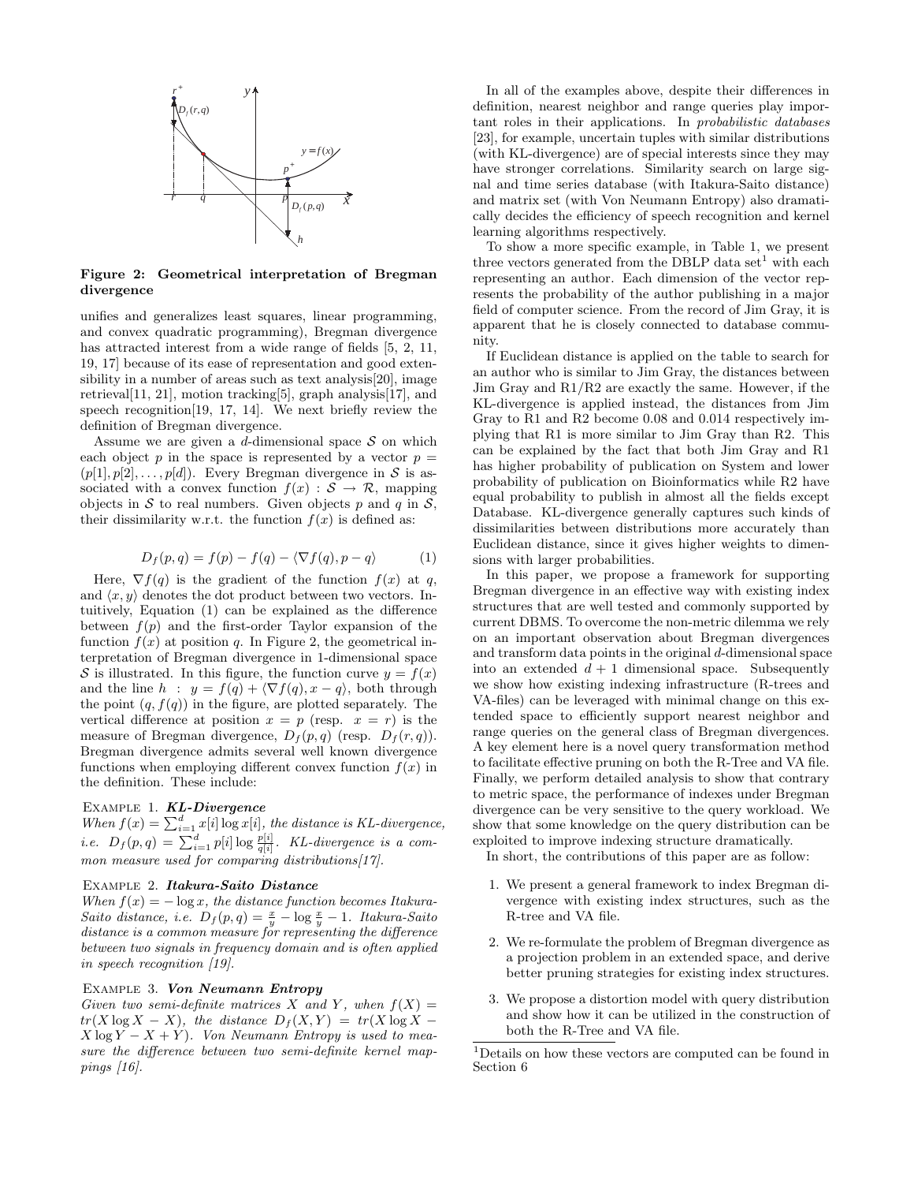r+

y

$D_f(r,q)$

$y=f(x)$

$p^+$

r q p X

$D_f(p,q)$

h

**Figure 2: Geometrical interpretation of Bregman divergence**

unifies and generalizes least squares, linear programming, and convex quadratic programming), Bregman divergence has attracted interest from a wide range of fields [5, 2, 11, 19, 17] because of its ease of representation and good extensibility in a number of areas such as text analysis[20], image retrieval[11, 21], motion tracking[5], graph analysis[17], and speech recognition[19, 17, 14]. We next briefly review the definition of Bregman divergence.

Assume we are given a $d$-dimensional space $\mathcal{S}$ on which each object $p$ in the space is represented by a vector $p = (p[1], p[2], \ldots, p[d])$. Every Bregman divergence in $\mathcal{S}$ is associated with a convex function $f(x) : \mathcal{S} \rightarrow \mathcal{R}$, mapping objects in $\mathcal{S}$ to real numbers. Given objects $p$ and $q$ in $\mathcal{S}$, their dissimilarity w.r.t. the function $f(x)$ is defined as:

$$D_f(p,q) = f(p) - f(q) - \langle \nabla f(q), p - q \rangle \qquad (1)$$

Here, $\nabla f(q)$ is the gradient of the function $f(x)$ at $q$, and $\langle x, y \rangle$ denotes the dot product between two vectors. Intuitively, Equation (1) can be explained as the difference between $f(p)$ and the first-order Taylor expansion of the function $f(x)$ at position $q$. In Figure 2, the geometrical interpretation of Bregman divergence in 1-dimensional space $\mathcal{S}$ is illustrated. In this figure, the function curve $y = f(x)$ and the line $h \; : \; y = f(q) + \langle \nabla f(q), x - q \rangle$, both through the point $(q, f(q))$ in the figure, are plotted separately. The vertical difference at position $x = p$ (resp. $x = r$) is the measure of Bregman divergence, $D_f(p,q)$ (resp. $D_f(r,q)$). Bregman divergence admits several well known divergence functions when employing different convex function $f(x)$ in the definition. These include:

Example 1. ***KL-Divergence***
*When $f(x) = \sum_{i=1}^{d} x[i] \log x[i]$, the distance is KL-divergence, i.e. $D_f(p,q) = \sum_{i=1}^{d} p[i] \log \frac{p[i]}{q[i]}$. KL-divergence is a common measure used for comparing distributions[17].*

Example 2. ***Itakura-Saito Distance***
*When $f(x) = -\log x$, the distance function becomes Itakura-Saito distance, i.e. $D_f(p,q) = \frac{x}{y} - \log \frac{x}{y} - 1$. Itakura-Saito distance is a common measure for representing the difference between two signals in frequency domain and is often applied in speech recognition [19].*

Example 3. ***Von Neumann Entropy***
*Given two semi-definite matrices $X$ and $Y$, when $f(X) = tr(X \log X - X)$, the distance $D_f(X,Y) = tr(X \log X - X \log Y - X + Y)$. Von Neumann Entropy is used to measure the difference between two semi-definite kernel mappings [16].*

In all of the examples above, despite their differences in definition, nearest neighbor and range queries play important roles in their applications. In *probabilistic databases* [23], for example, uncertain tuples with similar distributions (with KL-divergence) are of special interests since they may have stronger correlations. Similarity search on large signal and time series database (with Itakura-Saito distance) and matrix set (with Von Neumann Entropy) also dramatically decides the efficiency of speech recognition and kernel learning algorithms respectively.

To show a more specific example, in Table 1, we present three vectors generated from the DBLP data set[1] with each representing an author. Each dimension of the vector represents the probability of the author publishing in a major field of computer science. From the record of Jim Gray, it is apparent that he is closely connected to database community.

If Euclidean distance is applied on the table to search for an author who is similar to Jim Gray, the distances between Jim Gray and R1/R2 are exactly the same. However, if the KL-divergence is applied instead, the distances from Jim Gray to R1 and R2 become 0.08 and 0.014 respectively implying that R1 is more similar to Jim Gray than R2. This can be explained by the fact that both Jim Gray and R1 has higher probability of publication on System and lower probability of publication on Bioinformatics while R2 have equal probability to publish in almost all the fields except Database. KL-divergence generally captures such kinds of dissimilarities between distributions more accurately than Euclidean distance, since it gives higher weights to dimensions with larger probabilities.

In this paper, we propose a framework for supporting Bregman divergence in an effective way with existing index structures that are well tested and commonly supported by current DBMS. To overcome the non-metric dilemma we rely on an important observation about Bregman divergences and transform data points in the original $d$-dimensional space into an extended $d+1$ dimensional space. Subsequently we show how existing indexing infrastructure (R-trees and VA-files) can be leveraged with minimal change on this extended space to efficiently support nearest neighbor and range queries on the general class of Bregman divergences. A key element here is a novel query transformation method to facilitate effective pruning on both the R-Tree and VA file. Finally, we perform detailed analysis to show that contrary to metric space, the performance of indexes under Bregman divergence can be very sensitive to the query workload. We show that some knowledge on the query distribution can be exploited to improve indexing structure dramatically.

In short, the contributions of this paper are as follow:

1. We present a general framework to index Bregman divergence with existing index structures, such as the R-tree and VA file.
2. We re-formulate the problem of Bregman divergence as a projection problem in an extended space, and derive better pruning strategies for existing index structures.
3. We propose a distortion model with query distribution and show how it can be utilized in the construction of both the R-Tree and VA file.

[1] Details on how these vectors are computed can be found in Section 6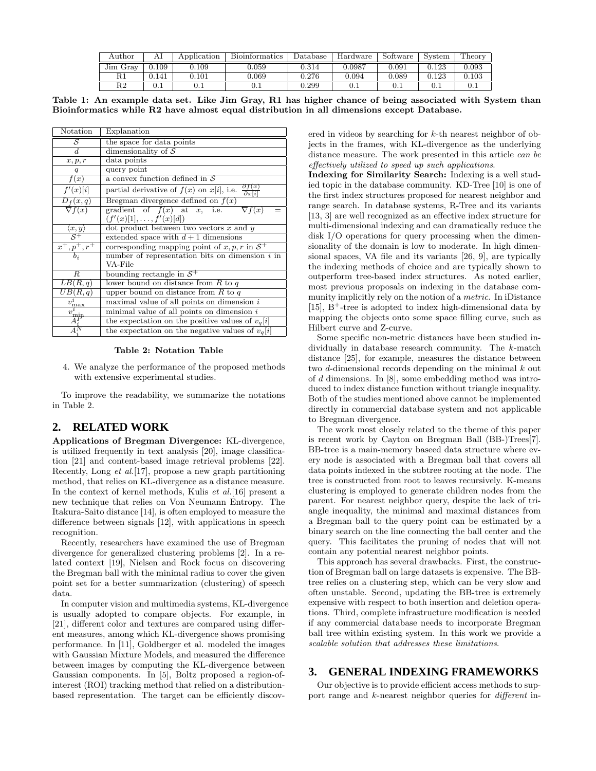| Author | AI | Application | Bioinformatics | Database | Hardware | Software | System | Theory |
|---|---|---|---|---|---|---|---|---|
| Jim Gray | 0.109 | 0.109 | 0.059 | 0.314 | 0.0987 | 0.091 | 0.123 | 0.093 |
| R1 | 0.141 | 0.101 | 0.069 | 0.276 | 0.094 | 0.089 | 0.123 | 0.103 |
| R2 | 0.1 | 0.1 | 0.1 | 0.299 | 0.1 | 0.1 | 0.1 | 0.1 |

**Table 1: An example data set. Like Jim Gray, R1 has higher chance of being associated with System than Bioinformatics while R2 have almost equal distribution in all dimensions except Database.**

| Notation | Explanation |
|---|---|
| $\mathcal{S}$ | the space for data points |
| $d$ | dimensionality of $\mathcal{S}$ |
| $x, p, r$ | data points |
| $q$ | query point |
| $f(x)$ | a convex function defined in $\mathcal{S}$ |
| $f'(x)[i]$ | partial derivative of $f(x)$ on $x[i]$, i.e. $\frac{\partial f(x)}{\partial x[i]}$ |
| $D_f(x, q)$ | Bregman divergence defined on $f(x)$ |
| $\nabla f(x)$ | gradient of $f(x)$ at $x$, i.e. $\nabla f(x) = (f'(x)[1], \ldots, f'(x)[d])$ |
| $\langle x, y \rangle$ | dot product between two vectors $x$ and $y$ |
| $\mathcal{S}^+$ | extended space with $d+1$ dimensions |
| $x^+, p^+, r^+$ | corresponding mapping point of $x, p, r$ in $\mathcal{S}^+$ |
| $b_i$ | number of representation bits on dimension $i$ in VA-File |
| $R$ | bounding rectangle in $\mathcal{S}^+$ |
| $LB(R, q)$ | lower bound on distance from $R$ to $q$ |
| $UB(R, q)$ | upper bound on distance from $R$ to $q$ |
| $v^i_{\max}$ | maximal value of all points on dimension $i$ |
| $v^i_{\min}$ | minimal value of all points on dimension $i$ |
| $A^P_i$ | the expectation on the positive values of $v_q[i]$ |
| $A^N_i$ | the expectation on the negative values of $v_q[i]$ |

**Table 2: Notation Table**

4. We analyze the performance of the proposed methods with extensive experimental studies.

To improve the readability, we summarize the notations in Table 2.

## 2. RELATED WORK

**Applications of Bregman Divergence:** KL-divergence, is utilized frequently in text analysis [20], image classification [21] and content-based image retrieval problems [22]. Recently, Long *et al.*[17], propose a new graph partitioning method, that relies on KL-divergence as a distance measure. In the context of kernel methods, Kulis *et al.*[16] present a new technique that relies on Von Neumann Entropy. The Itakura-Saito distance [14], is often employed to measure the difference between signals [12], with applications in speech recognition.

Recently, researchers have examined the use of Bregman divergence for generalized clustering problems [2]. In a related context [19], Nielsen and Rock focus on discovering the Bregman ball with the minimal radius to cover the given point set for a better summarization (clustering) of speech data.

In computer vision and multimedia systems, KL-divergence is usually adopted to compare objects. For example, in [21], different color and textures are compared using different measures, among which KL-divergence shows promising performance. In [11], Goldberger et al. modeled the images with Gaussian Mixture Models, and measured the difference between images by computing the KL-divergence between Gaussian components. In [5], Boltz proposed a region-of-interest (ROI) tracking method that relied on a distribution-based representation. The target can be efficiently discovered in videos by searching for $k$-th nearest neighbor of objects in the frames, with KL-divergence as the underlying distance measure. The work presented in this article *can be effectively utilized to speed up such applications*.

**Indexing for Similarity Search:** Indexing is a well studied topic in the database community. KD-Tree [10] is one of the first index structures proposed for nearest neighbor and range search. In database systems, R-Tree and its variants [13, 3] are well recognized as an effective index structure for multi-dimensional indexing and can dramatically reduce the disk I/O operations for query processing when the dimensionality of the domain is low to moderate. In high dimensional spaces, VA file and its variants [26, 9], are typically the indexing methods of choice and are typically shown to outperform tree-based index structures. As noted earlier, most previous proposals on indexing in the database community implicitly rely on the notion of a *metric*. In iDistance [15], B$^+$-tree is adopted to index high-dimensional data by mapping the objects onto some space filling curve, such as Hilbert curve and Z-curve.

Some specific non-metric distances have been studied individually in database research community. The $k$-match distance [25], for example, measures the distance between two $d$-dimensional records depending on the minimal $k$ out of $d$ dimensions. In [8], some embedding method was introduced to index distance function without triangle inequality. Both of the studies mentioned above cannot be implemented directly in commercial database system and not applicable to Bregman divergence.

The work most closely related to the theme of this paper is recent work by Cayton on Bregman Ball (BB-)Trees[7]. BB-tree is a main-memory baseed data structure where every node is associated with a Bregman ball that covers all data points indexed in the subtree rooting at the node. The tree is constructed from root to leaves recursively. K-means clustering is employed to generate children nodes from the parent. For nearest neighbor query, despite the lack of triangle inequality, the minimal and maximal distances from a Bregman ball to the query point can be estimated by a binary search on the line connecting the ball center and the query. This facilitates the pruning of nodes that will not contain any potential nearest neighbor points.

This approach has several drawbacks. First, the construction of Bregman ball on large datasets is expensive. The BB-tree relies on a clustering step, which can be very slow and often unstable. Second, updating the BB-tree is extremely expensive with respect to both insertion and deletion operations. Third, complete infrastructure modification is needed if any commercial database needs to incorporate Bregman ball tree within existing system. In this work we provide a *scalable solution that addresses these limitations*.

## 3. GENERAL INDEXING FRAMEWORKS

Our objective is to provide efficient access methods to support range and $k$-nearest neighbor queries for *different* in-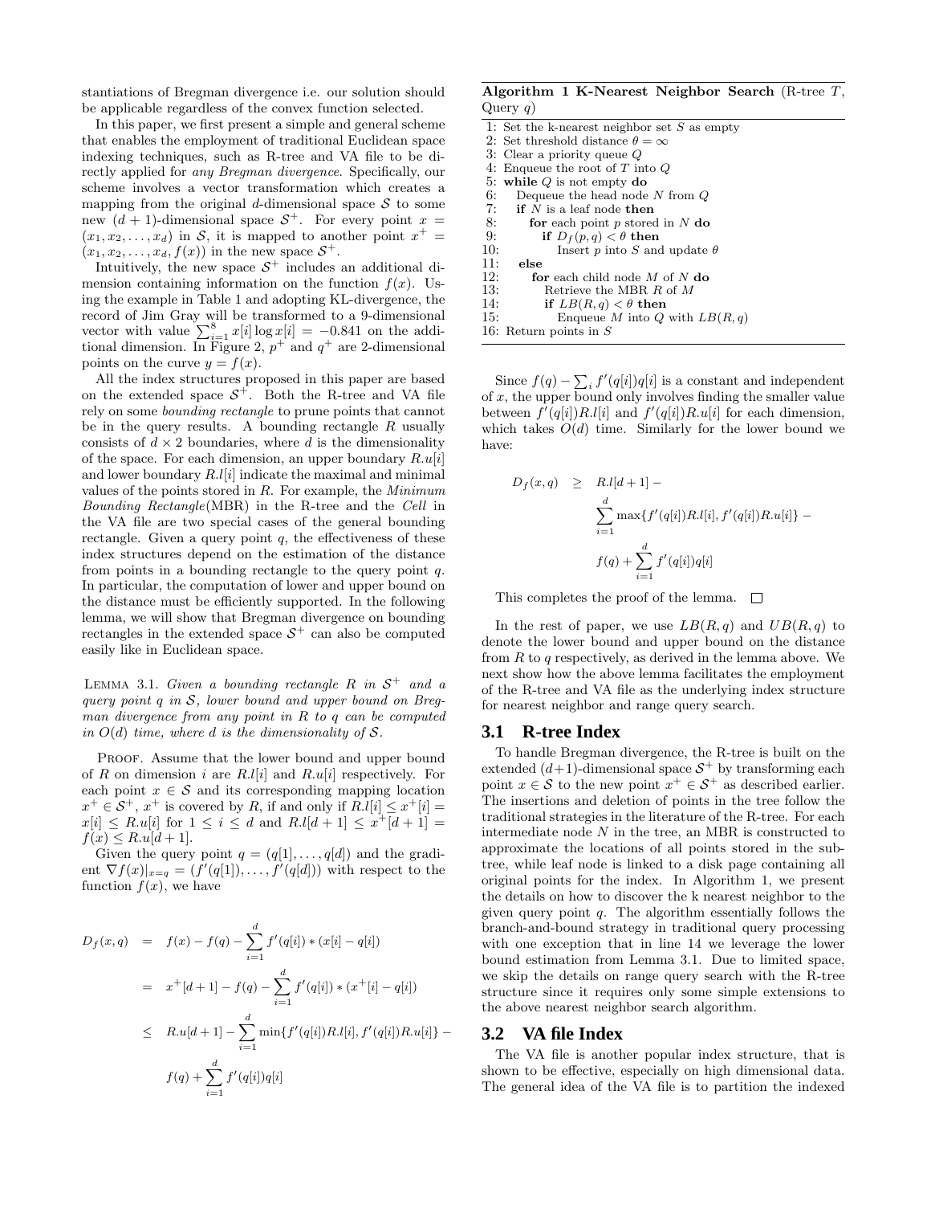stantiations of Bregman divergence i.e. our solution should be applicable regardless of the convex function selected.

In this paper, we first present a simple and general scheme that enables the employment of traditional Euclidean space indexing techniques, such as R-tree and VA file to be directly applied for *any Bregman divergence*. Specifically, our scheme involves a vector transformation which creates a mapping from the original $d$-dimensional space $\mathcal{S}$ to some new $(d+1)$-dimensional space $\mathcal{S}^+$. For every point $x = (x_1, x_2, \ldots, x_d)$ in $\mathcal{S}$, it is mapped to another point $x^+ = (x_1, x_2, \ldots, x_d, f(x))$ in the new space $\mathcal{S}^+$.

Intuitively, the new space $\mathcal{S}^+$ includes an additional dimension containing information on the function $f(x)$. Using the example in Table 1 and adopting KL-divergence, the record of Jim Gray will be transformed to a 9-dimensional vector with value $\sum_{i=1}^{8} x[i] \log x[i] = -0.841$ on the additional dimension. In Figure 2, $p^+$ and $q^+$ are 2-dimensional points on the curve $y = f(x)$.

All the index structures proposed in this paper are based on the extended space $\mathcal{S}^+$. Both the R-tree and VA file rely on some *bounding rectangle* to prune points that cannot be in the query results. A bounding rectangle $R$ usually consists of $d \times 2$ boundaries, where $d$ is the dimensionality of the space. For each dimension, an upper boundary $R.u[i]$ and lower boundary $R.l[i]$ indicate the maximal and minimal values of the points stored in $R$. For example, the *Minimum Bounding Rectangle*(MBR) in the R-tree and the *Cell* in the VA file are two special cases of the general bounding rectangle. Given a query point $q$, the effectiveness of these index structures depend on the estimation of the distance from points in a bounding rectangle to the query point $q$. In particular, the computation of lower and upper bound on the distance must be efficiently supported. In the following lemma, we will show that Bregman divergence on bounding rectangles in the extended space $\mathcal{S}^+$ can also be computed easily like in Euclidean space.

Lemma 3.1. *Given a bounding rectangle $R$ in $\mathcal{S}^+$ and a query point $q$ in $\mathcal{S}$, lower bound and upper bound on Bregman divergence from any point in $R$ to $q$ can be computed in $O(d)$ time, where $d$ is the dimensionality of $\mathcal{S}$.*

Proof. Assume that the lower bound and upper bound of $R$ on dimension $i$ are $R.l[i]$ and $R.u[i]$ respectively. For each point $x \in \mathcal{S}$ and its corresponding mapping location $x^+ \in \mathcal{S}^+$, $x^+$ is covered by $R$, if and only if $R.l[i] \le x^+[i] = x[i] \le R.u[i]$ for $1 \le i \le d$ and $R.l[d+1] \le x^+[d+1] = f(x) \le R.u[d+1]$.

Given the query point $q = (q[1], \ldots, q[d])$ and the gradient $\nabla f(x)|_{x=q} = (f'(q[1]), \ldots, f'(q[d]))$ with respect to the function $f(x)$, we have

$$\begin{aligned}
D_f(x,q) &= f(x) - f(q) - \sum_{i=1}^{d} f'(q[i]) * (x[i] - q[i]) \\
&= x^+[d+1] - f(q) - \sum_{i=1}^{d} f'(q[i]) * (x^+[i] - q[i]) \\
&\le R.u[d+1] - \sum_{i=1}^{d} \min\{f'(q[i])R.l[i], f'(q[i])R.u[i]\} - \\
&\quad f(q) + \sum_{i=1}^{d} f'(q[i])q[i]
\end{aligned}$$

Since $f(q) - \sum_i f'(q[i])q[i]$ is a constant and independent of $x$, the upper bound only involves finding the smaller value between $f'(q[i])R.l[i]$ and $f'(q[i])R.u[i]$ for each dimension, which takes $O(d)$ time. Similarly for the lower bound we have:

$$\begin{aligned}
D_f(x,q) \ge\; & R.l[d+1] - \\
& \sum_{i=1}^{d} \max\{f'(q[i])R.l[i], f'(q[i])R.u[i]\} - \\
& f(q) + \sum_{i=1}^{d} f'(q[i])q[i]
\end{aligned}$$

This completes the proof of the lemma. □

In the rest of paper, we use $LB(R,q)$ and $UB(R,q)$ to denote the lower bound and upper bound on the distance from $R$ to $q$ respectively, as derived in the lemma above. We next show how the above lemma facilitates the employment of the R-tree and VA file as the underlying index structure for nearest neighbor and range query search.

**Algorithm 1 K-Nearest Neighbor Search** (R-tree $T$, Query $q$)

```
1: Set the k-nearest neighbor set S as empty
2: Set threshold distance θ = ∞
3: Clear a priority queue Q
4: Enqueue the root of T into Q
5: while Q is not empty do
6:    Dequeue the head node N from Q
7:    if N is a leaf node then
8:       for each point p stored in N do
9:          if D_f(p, q) < θ then
10:            Insert p into S and update θ
11:   else
12:      for each child node M of N do
13:         Retrieve the MBR R of M
14:         if LB(R, q) < θ then
15:            Enqueue M into Q with LB(R, q)
16: Return points in S
```

## 3.1 R-tree Index

To handle Bregman divergence, the R-tree is built on the extended $(d+1)$-dimensional space $\mathcal{S}^+$ by transforming each point $x \in \mathcal{S}$ to the new point $x^+ \in \mathcal{S}^+$ as described earlier. The insertions and deletion of points in the tree follow the traditional strategies in the literature of the R-tree. For each intermediate node $N$ in the tree, an MBR is constructed to approximate the locations of all points stored in the subtree, while leaf node is linked to a disk page containing all original points for the index. In Algorithm 1, we present the details on how to discover the k nearest neighbor to the given query point $q$. The algorithm essentially follows the branch-and-bound strategy in traditional query processing with one exception that in line 14 we leverage the lower bound estimation from Lemma 3.1. Due to limited space, we skip the details on range query search with the R-tree structure since it requires only some simple extensions to the above nearest neighbor search algorithm.

## 3.2 VA file Index

The VA file is another popular index structure, that is shown to be effective, especially on high dimensional data. The general idea of the VA file is to partition the indexed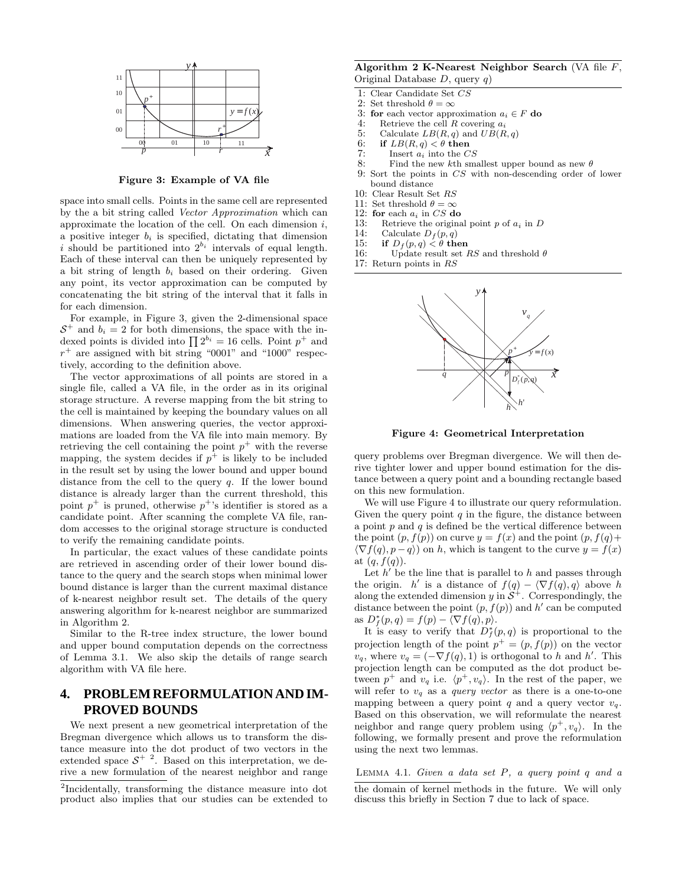11
10
01
00
00 01 10 11
$p^+$
$r^+$
$y = f(x)$
y
x
p
r

**Figure 3: Example of VA file**

space into small cells. Points in the same cell are represented by the a bit string called *Vector Approximation* which can approximate the location of the cell. On each dimension $i$, a positive integer $b_i$ is specified, dictating that dimension $i$ should be partitioned into $2^{b_i}$ intervals of equal length. Each of these interval can then be uniquely represented by a bit string of length $b_i$ based on their ordering. Given any point, its vector approximation can be computed by concatenating the bit string of the interval that it falls in for each dimension.

For example, in Figure 3, given the 2-dimensional space $\mathcal{S}^+$ and $b_i = 2$ for both dimensions, the space with the indexed points is divided into $\prod 2^{b_i} = 16$ cells. Point $p^+$ and $r^+$ are assigned with bit string "0001" and "1000" respectively, according to the definition above.

The vector approximations of all points are stored in a single file, called a VA file, in the order as in its original storage structure. A reverse mapping from the bit string to the cell is maintained by keeping the boundary values on all dimensions. When answering queries, the vector approximations are loaded from the VA file into main memory. By retrieving the cell containing the point $p^+$ with the reverse mapping, the system decides if $p^+$ is likely to be included in the result set by using the lower bound and upper bound distance from the cell to the query $q$. If the lower bound distance is already larger than the current threshold, this point $p^+$ is pruned, otherwise $p^+$'s identifier is stored as a candidate point. After scanning the complete VA file, random accesses to the original storage structure is conducted to verify the remaining candidate points.

In particular, the exact values of these candidate points are retrieved in ascending order of their lower bound distance to the query and the search stops when minimal lower bound distance is larger than the current maximal distance of k-nearest neighbor result set. The details of the query answering algorithm for k-nearest neighbor are summarized in Algorithm 2.

Similar to the R-tree index structure, the lower bound and upper bound computation depends on the correctness of Lemma 3.1. We also skip the details of range search algorithm with VA file here.

**Algorithm 2 K-Nearest Neighbor Search** (VA file $F$, Original Database $D$, query $q$)

```
1: Clear Candidate Set CS
2: Set threshold θ = ∞
3: for each vector approximation a_i ∈ F do
4:    Retrieve the cell R covering a_i
5:    Calculate LB(R, q) and UB(R, q)
6:    if LB(R, q) < θ then
7:       Insert a_i into the CS
8:       Find the new kth smallest upper bound as new θ
9: Sort the points in CS with non-descending order of lower
   bound distance
10: Clear Result Set RS
11: Set threshold θ = ∞
12: for each a_i in CS do
13:    Retrieve the original point p of a_i in D
14:    Calculate D_f(p, q)
15:    if D_f(p, q) < θ then
16:       Update result set RS and threshold θ
17: Return points in RS
```

y
$v_q$
$p^+$
$y = f(x)$
q
p
x
$D^*_f(p,q)$
h'
h

**Figure 4: Geometrical Interpretation**

## 4. PROBLEM REFORMULATION AND IMPROVED BOUNDS

We next present a new geometrical interpretation of the Bregman divergence which allows us to transform the distance measure into the dot product of two vectors in the extended space $\mathcal{S}^+$ [2]. Based on this interpretation, we derive a new formulation of the nearest neighbor and range query problems over Bregman divergence. We will then derive tighter lower and upper bound estimation for the distance between a query point and a bounding rectangle based on this new formulation.

We will use Figure 4 to illustrate our query reformulation. Given the query point $q$ in the figure, the distance between a point $p$ and $q$ is defined be the vertical difference between the point $(p, f(p))$ on curve $y = f(x)$ and the point $(p, f(q) + \langle \nabla f(q), p - q \rangle)$ on $h$, which is tangent to the curve $y = f(x)$ at $(q, f(q))$.

Let $h'$ be the line that is parallel to $h$ and passes through the origin. $h'$ is a distance of $f(q) - \langle \nabla f(q), q \rangle$ above $h$ along the extended dimension $y$ in $\mathcal{S}^+$. Correspondingly, the distance between the point $(p, f(p))$ and $h'$ can be computed as $D^*_f(p, q) = f(p) - \langle \nabla f(q), p \rangle$.

It is easy to verify that $D^*_f(p, q)$ is proportional to the projection length of the point $p^+ = (p, f(p))$ on the vector $v_q$, where $v_q = (-\nabla f(q), 1)$ is orthogonal to $h$ and $h'$. This projection length can be computed as the dot product between $p^+$ and $v_q$ i.e. $\langle p^+, v_q \rangle$. In the rest of the paper, we will refer to $v_q$ as a *query vector* as there is a one-to-one mapping between a query point $q$ and a query vector $v_q$. Based on this observation, we will reformulate the nearest neighbor and range query problem using $\langle p^+, v_q \rangle$. In the following, we formally present and prove the reformulation using the next two lemmas.

LEMMA 4.1. *Given a data set $P$, a query point $q$ and a*

[2] Incidentally, transforming the distance measure into dot product also implies that our studies can be extended to the domain of kernel methods in the future. We will only discuss this briefly in Section 7 due to lack of space.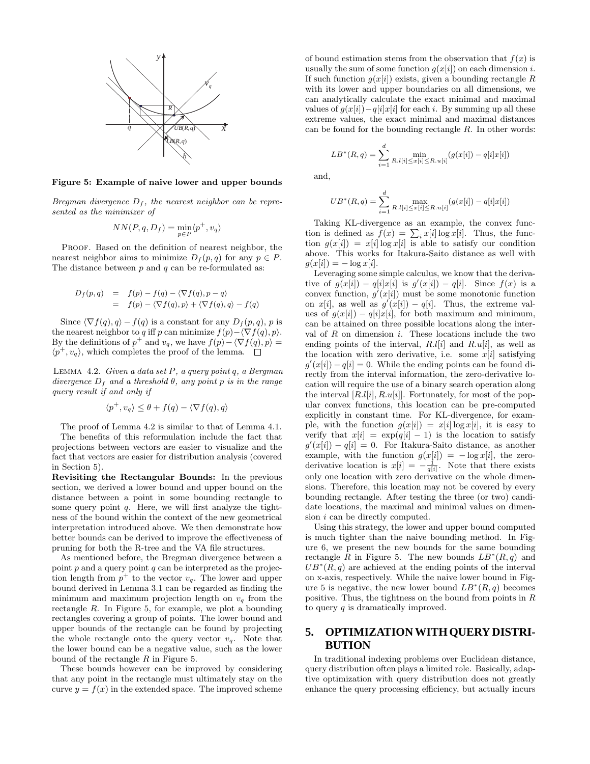Figure 5: Example of naive lower and upper bounds

*Bregman divergence $D_f$, the nearest neighbor can be represented as the minimizer of*

$$NN(P, q, D_f) = \min_{p \in P} \langle p^+, v_q \rangle$$

Proof. Based on the definition of nearest neighbor, the nearest neighbor aims to minimize $D_f(p, q)$ for any $p \in P$. The distance between $p$ and $q$ can be re-formulated as:

$$\begin{aligned} D_f(p, q) &= f(p) - f(q) - \langle \nabla f(q), p - q \rangle \\ &= f(p) - \langle \nabla f(q), p \rangle + \langle \nabla f(q), q \rangle - f(q) \end{aligned}$$

Since $\langle \nabla f(q), q \rangle - f(q)$ is a constant for any $D_f(p, q)$, $p$ is the nearest neighbor to $q$ iff $p$ can minimize $f(p) - \langle \nabla f(q), p \rangle$. By the definitions of $p^+$ and $v_q$, we have $f(p) - \langle \nabla f(q), p \rangle = \langle p^+, v_q \rangle$, which completes the proof of the lemma. □

Lemma 4.2. *Given a data set $P$, a query point $q$, a Bergman divergence $D_f$ and a threshold $\theta$, any point $p$ is in the range query result if and only if*

$$\langle p^+, v_q \rangle \leq \theta + f(q) - \langle \nabla f(q), q \rangle$$

The proof of Lemma 4.2 is similar to that of Lemma 4.1.

The benefits of this reformulation include the fact that projections between vectors are easier to visualize and the fact that vectors are easier for distribution analysis (covered in Section 5).

**Revisiting the Rectangular Bounds:** In the previous section, we derived a lower bound and upper bound on the distance between a point in some bounding rectangle to some query point $q$. Here, we will first analyze the tightness of the bound within the context of the new geometrical interpretation introduced above. We then demonstrate how better bounds can be derived to improve the effectiveness of pruning for both the R-tree and the VA file structures.

As mentioned before, the Bregman divergence between a point $p$ and a query point $q$ can be interpreted as the projection length from $p^+$ to the vector $v_q$. The lower and upper bound derived in Lemma 3.1 can be regarded as finding the minimum and maximum projection length on $v_q$ from the rectangle $R$. In Figure 5, for example, we plot a bounding rectangles covering a group of points. The lower bound and upper bounds of the rectangle can be found by projecting the whole rectangle onto the query vector $v_q$. Note that the lower bound can be a negative value, such as the lower bound of the rectangle $R$ in Figure 5.

These bounds however can be improved by considering that any point in the rectangle must ultimately stay on the curve $y = f(x)$ in the extended space. The improved scheme of bound estimation stems from the observation that $f(x)$ is usually the sum of some function $g(x[i])$ on each dimension $i$. If such function $g(x[i])$ exists, given a bounding rectangle $R$ with its lower and upper boundaries on all dimensions, we can analytically calculate the exact minimal and maximal values of $g(x[i]) - q[i]x[i]$ for each $i$. By summing up all these extreme values, the exact minimal and maximal distances can be found for the bounding rectangle $R$. In other words:

$$LB^*(R, q) = \sum_{i=1}^{d} \min_{R.l[i] \leq x[i] \leq R.u[i]} (g(x[i]) - q[i]x[i])$$

and,

$$UB^*(R, q) = \sum_{i=1}^{d} \max_{R.l[i] \leq x[i] \leq R.u[i]} (g(x[i]) - q[i]x[i])$$

Taking KL-divergence as an example, the convex function is defined as $f(x) = \sum_i x[i] \log x[i]$. Thus, the function $g(x[i]) = x[i] \log x[i]$ is able to satisfy our condition above. This works for Itakura-Saito distance as well with $g(x[i]) = -\log x[i]$.

Leveraging some simple calculus, we know that the derivative of $g(x[i]) - q[i]x[i]$ is $g'(x[i]) - q[i]$. Since $f(x)$ is a convex function, $g'(x[i])$ must be some monotonic function on $x[i]$, as well as $g'(x[i]) - q[i]$. Thus, the extreme values of $g(x[i]) - q[i]x[i]$, for both maximum and minimum, can be attained on three possible locations along the interval of $R$ on dimension $i$. These locations include the two ending points of the interval, $R.l[i]$ and $R.u[i]$, as well as the location with zero derivative, i.e. some $x[i]$ satisfying $g'(x[i]) - q[i] = 0$. While the ending points can be found directly from the interval information, the zero-derivative location will require the use of a binary search operation along the interval $[R.l[i], R.u[i]]$. Fortunately, for most of the popular convex functions, this location can be pre-computed explicitly in constant time. For KL-divergence, for example, with the function $g(x[i]) = x[i] \log x[i]$, it is easy to verify that $x[i] = \exp(q[i] - 1)$ is the location to satisfy $g'(x[i]) - q[i] = 0$. For Itakura-Saito distance, as another example, with the function $g(x[i]) = -\log x[i]$, the zero-derivative location is $x[i] = -\frac{1}{q[i]}$. Note that there exists only one location with zero derivative on the whole dimensions. Therefore, this location may not be covered by every bounding rectangle. After testing the three (or two) candidate locations, the maximal and minimal values on dimension $i$ can be directly computed.

Using this strategy, the lower and upper bound computed is much tighter than the naive bounding method. In Figure 6, we present the new bounds for the same bounding rectangle $R$ in Figure 5. The new bounds $LB^*(R, q)$ and $UB^*(R, q)$ are achieved at the ending points of the interval on x-axis, respectively. While the naive lower bound in Figure 5 is negative, the new lower bound $LB^*(R, q)$ becomes positive. Thus, the tightness on the bound from points in $R$ to query $q$ is dramatically improved.

## 5. OPTIMIZATION WITH QUERY DISTRIBUTION

In traditional indexing problems over Euclidean distance, query distribution often plays a limited role. Basically, adaptive optimization with query distribution does not greatly enhance the query processing efficiency, but actually incurs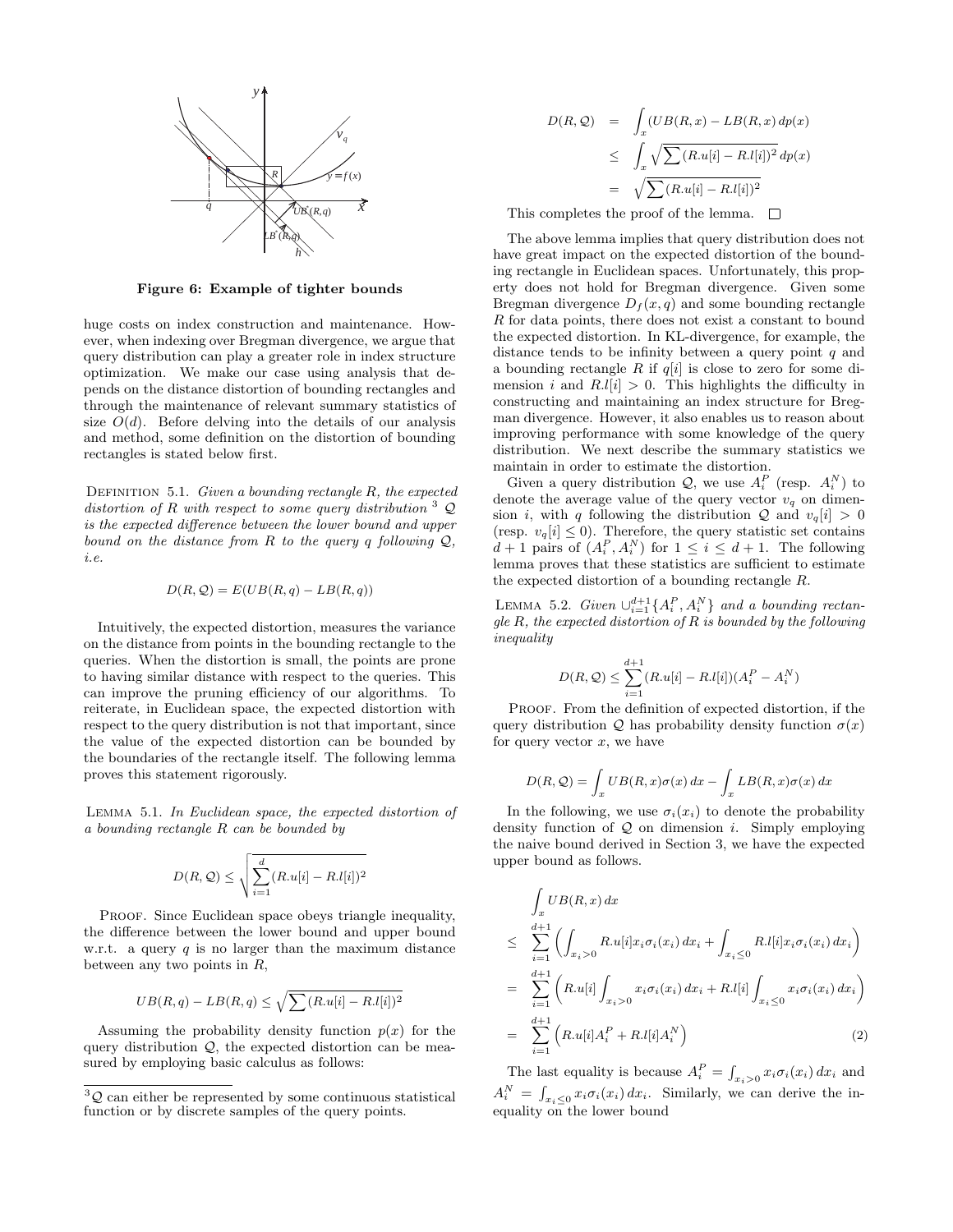y

$v_q$

R

y = f(x)

q

UB (R,q)

X

LB (R,q)

h

**Figure 6: Example of tighter bounds**

huge costs on index construction and maintenance. However, when indexing over Bregman divergence, we argue that query distribution can play a greater role in index structure optimization. We make our case using analysis that depends on the distance distortion of bounding rectangles and through the maintenance of relevant summary statistics of size $O(d)$. Before delving into the details of our analysis and method, some definition on the distortion of bounding rectangles is stated below first.

DEFINITION 5.1. *Given a bounding rectangle $R$, the expected distortion of $R$ with respect to some query distribution*[3] *$\mathcal{Q}$ is the expected difference between the lower bound and upper bound on the distance from $R$ to the query $q$ following $\mathcal{Q}$, i.e.*

$$D(R, \mathcal{Q}) = E(UB(R, q) - LB(R, q))$$

Intuitively, the expected distortion, measures the variance on the distance from points in the bounding rectangle to the queries. When the distortion is small, the points are prone to having similar distance with respect to the queries. This can improve the pruning efficiency of our algorithms. To reiterate, in Euclidean space, the expected distortion with respect to the query distribution is not that important, since the value of the expected distortion can be bounded by the boundaries of the rectangle itself. The following lemma proves this statement rigorously.

LEMMA 5.1. *In Euclidean space, the expected distortion of a bounding rectangle $R$ can be bounded by*

$$D(R, \mathcal{Q}) \leq \sqrt{\sum_{i=1}^{d} (R.u[i] - R.l[i])^2}$$

PROOF. Since Euclidean space obeys triangle inequality, the difference between the lower bound and upper bound w.r.t. a query $q$ is no larger than the maximum distance between any two points in $R$,

$$UB(R, q) - LB(R, q) \leq \sqrt{\sum (R.u[i] - R.l[i])^2}$$

Assuming the probability density function $p(x)$ for the query distribution $\mathcal{Q}$, the expected distortion can be measured by employing basic calculus as follows:

[3] $\mathcal{Q}$ can either be represented by some continuous statistical function or by discrete samples of the query points.

$$\begin{aligned} D(R, \mathcal{Q}) &= \int_x (UB(R, x) - LB(R, x)\, dp(x) \\ &\leq \int_x \sqrt{\sum (R.u[i] - R.l[i])^2}\, dp(x) \\ &= \sqrt{\sum (R.u[i] - R.l[i])^2} \end{aligned}$$

This completes the proof of the lemma. □

The above lemma implies that query distribution does not have great impact on the expected distortion of the bounding rectangle in Euclidean spaces. Unfortunately, this property does not hold for Bregman divergence. Given some Bregman divergence $D_f(x, q)$ and some bounding rectangle $R$ for data points, there does not exist a constant to bound the expected distortion. In KL-divergence, for example, the distance tends to be infinity between a query point $q$ and a bounding rectangle $R$ if $q[i]$ is close to zero for some dimension $i$ and $R.l[i] > 0$. This highlights the difficulty in constructing and maintaining an index structure for Bregman divergence. However, it also enables us to reason about improving performance with some knowledge of the query distribution. We next describe the summary statistics we maintain in order to estimate the distortion.

Given a query distribution $\mathcal{Q}$, we use $A_i^P$ (resp. $A_i^N$) to denote the average value of the query vector $v_q$ on dimension $i$, with $q$ following the distribution $\mathcal{Q}$ and $v_q[i] > 0$ (resp. $v_q[i] \leq 0$). Therefore, the query statistic set contains $d+1$ pairs of $(A_i^P, A_i^N)$ for $1 \leq i \leq d+1$. The following lemma proves that these statistics are sufficient to estimate the expected distortion of a bounding rectangle $R$.

LEMMA 5.2. *Given $\cup_{i=1}^{d+1}\{A_i^P, A_i^N\}$ and a bounding rectangle $R$, the expected distortion of $R$ is bounded by the following inequality*

$$D(R, \mathcal{Q}) \leq \sum_{i=1}^{d+1} (R.u[i] - R.l[i])(A_i^P - A_i^N)$$

PROOF. From the definition of expected distortion, if the query distribution $\mathcal{Q}$ has probability density function $\sigma(x)$ for query vector $x$, we have

$$D(R, \mathcal{Q}) = \int_x UB(R, x)\sigma(x)\, dx - \int_x LB(R, x)\sigma(x)\, dx$$

In the following, we use $\sigma_i(x_i)$ to denote the probability density function of $\mathcal{Q}$ on dimension $i$. Simply employing the naive bound derived in Section 3, we have the expected upper bound as follows.

$$\begin{aligned} & \int_x UB(R, x)\, dx \\ \leq & \sum_{i=1}^{d+1} \left( \int_{x_i > 0} R.u[i] x_i \sigma_i(x_i)\, dx_i + \int_{x_i \leq 0} R.l[i] x_i \sigma_i(x_i)\, dx_i \right) \\ = & \sum_{i=1}^{d+1} \left( R.u[i] \int_{x_i > 0} x_i \sigma_i(x_i)\, dx_i + R.l[i] \int_{x_i \leq 0} x_i \sigma_i(x_i)\, dx_i \right) \\ = & \sum_{i=1}^{d+1} \left( R.u[i] A_i^P + R.l[i] A_i^N \right) \end{aligned} \quad (2)$$

The last equality is because $A_i^P = \int_{x_i > 0} x_i \sigma_i(x_i)\, dx_i$ and $A_i^N = \int_{x_i \leq 0} x_i \sigma_i(x_i)\, dx_i$. Similarly, we can derive the inequality on the lower bound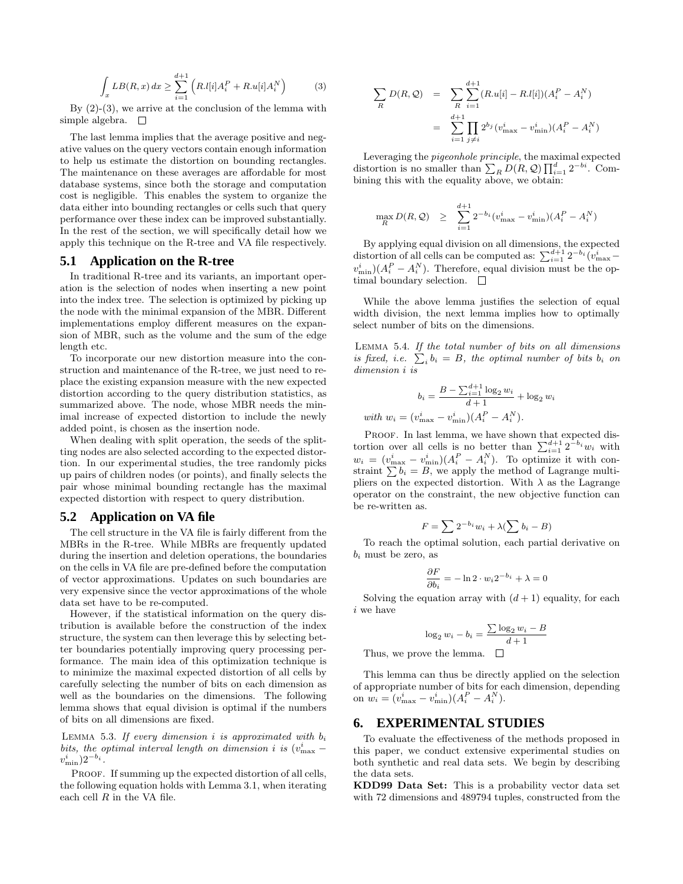$$\int_x LB(R,x)\,dx \geq \sum_{i=1}^{d+1}\left(R.l[i]A_i^P + R.u[i]A_i^N\right) \qquad (3)$$

By (2)-(3), we arrive at the conclusion of the lemma with simple algebra. □

The last lemma implies that the average positive and negative values on the query vectors contain enough information to help us estimate the distortion on bounding rectangles. The maintenance on these averages are affordable for most database systems, since both the storage and computation cost is negligible. This enables the system to organize the data either into bounding rectangles or cells such that query performance over these index can be improved substantially. In the rest of the section, we will specifically detail how we apply this technique on the R-tree and VA file respectively.

## 5.1 Application on the R-tree

In traditional R-tree and its variants, an important operation is the selection of nodes when inserting a new point into the index tree. The selection is optimized by picking up the node with the minimal expansion of the MBR. Different implementations employ different measures on the expansion of MBR, such as the volume and the sum of the edge length etc.

To incorporate our new distortion measure into the construction and maintenance of the R-tree, we just need to replace the existing expansion measure with the new expected distortion according to the query distribution statistics, as summarized above. The node, whose MBR needs the minimal increase of expected distortion to include the newly added point, is chosen as the insertion node.

When dealing with split operation, the seeds of the splitting nodes are also selected according to the expected distortion. In our experimental studies, the tree randomly picks up pairs of children nodes (or points), and finally selects the pair whose minimal bounding rectangle has the maximal expected distortion with respect to query distribution.

## 5.2 Application on VA file

The cell structure in the VA file is fairly different from the MBRs in the R-tree. While MBRs are frequently updated during the insertion and deletion operations, the boundaries on the cells in VA file are pre-defined before the computation of vector approximations. Updates on such boundaries are very expensive since the vector approximations of the whole data set have to be re-computed.

However, if the statistical information on the query distribution is available before the construction of the index structure, the system can then leverage this by selecting better boundaries potentially improving query processing performance. The main idea of this optimization technique is to minimize the maximal expected distortion of all cells by carefully selecting the number of bits on each dimension as well as the boundaries on the dimensions. The following lemma shows that equal division is optimal if the numbers of bits on all dimensions are fixed.

Lemma 5.3. *If every dimension $i$ is approximated with $b_i$ bits, the optimal interval length on dimension $i$ is $(v_{\max}^i - v_{\min}^i)2^{-b_i}$.*

Proof. If summing up the expected distortion of all cells, the following equation holds with Lemma 3.1, when iterating each cell $R$ in the VA file.

$$\begin{aligned}\sum_R D(R,\mathcal{Q}) &= \sum_R \sum_{i=1}^{d+1}(R.u[i]-R.l[i])(A_i^P - A_i^N)\\ &= \sum_{i=1}^{d+1}\prod_{j\neq i} 2^{b_j}(v_{\max}^i - v_{\min}^i)(A_i^P - A_i^N)\end{aligned}$$

Leveraging the *pigeonhole principle*, the maximal expected distortion is no smaller than $\sum_R D(R,\mathcal{Q})\prod_{i=1}^{d}2^{-bi}$. Combining this with the equality above, we obtain:

$$\max_R D(R,\mathcal{Q}) \quad \geq \quad \sum_{i=1}^{d+1}2^{-b_i}(v_{\max}^i - v_{\min}^i)(A_i^P - A_i^N)$$

By applying equal division on all dimensions, the expected distortion of all cells can be computed as: $\sum_{i=1}^{d+1}2^{-b_i}(v_{\max}^i - v_{\min}^i)(A_i^P - A_i^N)$. Therefore, equal division must be the optimal boundary selection. □

While the above lemma justifies the selection of equal width division, the next lemma implies how to optimally select number of bits on the dimensions.

Lemma 5.4. *If the total number of bits on all dimensions is fixed, i.e. $\sum_i b_i = B$, the optimal number of bits $b_i$ on dimension $i$ is*

$$b_i = \frac{B - \sum_{i=1}^{d+1}\log_2 w_i}{d+1} + \log_2 w_i$$

*with* $w_i = (v_{\max}^i - v_{\min}^i)(A_i^P - A_i^N)$.

Proof. In last lemma, we have shown that expected distortion over all cells is no better than $\sum_{i=1}^{d+1}2^{-b_i}w_i$ with $w_i = (v_{\max}^i - v_{\min}^i)(A_i^P - A_i^N)$. To optimize it with constraint $\sum b_i = B$, we apply the method of Lagrange multipliers on the expected distortion. With $\lambda$ as the Lagrange operator on the constraint, the new objective function can be re-written as.

$$F = \sum 2^{-b_i}w_i + \lambda\left(\sum b_i - B\right)$$

To reach the optimal solution, each partial derivative on $b_i$ must be zero, as

$$\frac{\partial F}{\partial b_i} = -\ln 2 \cdot w_i 2^{-b_i} + \lambda = 0$$

Solving the equation array with $(d+1)$ equality, for each $i$ we have

$$\log_2 w_i - b_i = \frac{\sum \log_2 w_i - B}{d+1}$$

Thus, we prove the lemma. □

This lemma can thus be directly applied on the selection of appropriate number of bits for each dimension, depending on $w_i = (v_{\max}^i - v_{\min}^i)(A_i^P - A_i^N)$.

# 6. EXPERIMENTAL STUDIES

To evaluate the effectiveness of the methods proposed in this paper, we conduct extensive experimental studies on both synthetic and real data sets. We begin by describing the data sets.

**KDD99 Data Set:** This is a probability vector data set with 72 dimensions and 489794 tuples, constructed from the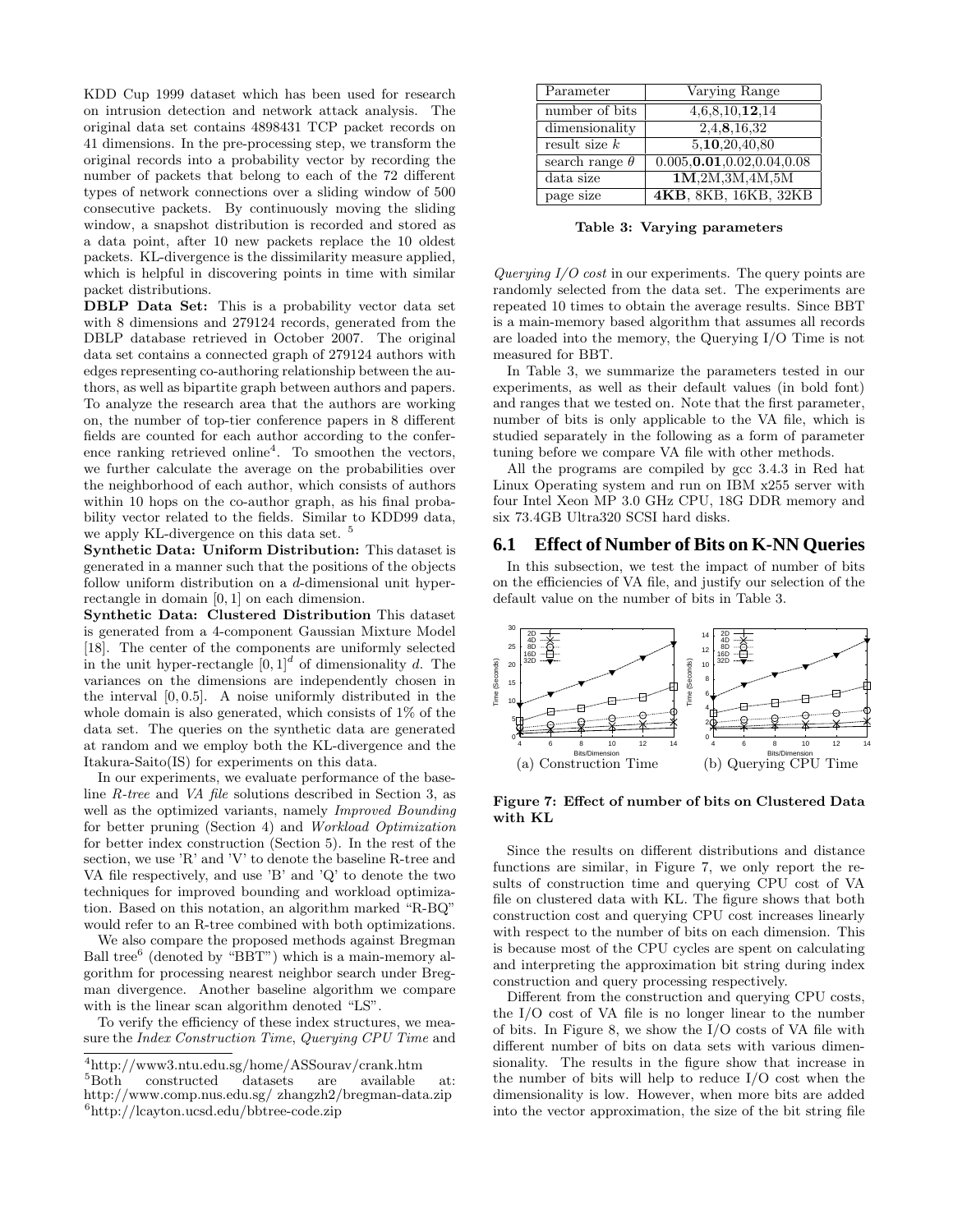KDD Cup 1999 dataset which has been used for research on intrusion detection and network attack analysis. The original data set contains 4898431 TCP packet records on 41 dimensions. In the pre-processing step, we transform the original records into a probability vector by recording the number of packets that belong to each of the 72 different types of network connections over a sliding window of 500 consecutive packets. By continuously moving the sliding window, a snapshot distribution is recorded and stored as a data point, after 10 new packets replace the 10 oldest packets. KL-divergence is the dissimilarity measure applied, which is helpful in discovering points in time with similar packet distributions.

**DBLP Data Set:** This is a probability vector data set with 8 dimensions and 279124 records, generated from the DBLP database retrieved in October 2007. The original data set contains a connected graph of 279124 authors with edges representing co-authoring relationship between the authors, as well as bipartite graph between authors and papers. To analyze the research area that the authors are working on, the number of top-tier conference papers in 8 different fields are counted for each author according to the conference ranking retrieved online[4]. To smoothen the vectors, we further calculate the average on the probabilities over the neighborhood of each author, which consists of authors within 10 hops on the co-author graph, as his final probability vector related to the fields. Similar to KDD99 data, we apply KL-divergence on this data set. [5]

**Synthetic Data: Uniform Distribution:** This dataset is generated in a manner such that the positions of the objects follow uniform distribution on a $d$-dimensional unit hyperrectangle in domain $[0, 1]$ on each dimension.

**Synthetic Data: Clustered Distribution** This dataset is generated from a 4-component Gaussian Mixture Model [18]. The center of the components are uniformly selected in the unit hyper-rectangle $[0, 1]^d$ of dimensionality $d$. The variances on the dimensions are independently chosen in the interval $[0, 0.5]$. A noise uniformly distributed in the whole domain is also generated, which consists of 1% of the data set. The queries on the synthetic data are generated at random and we employ both the KL-divergence and the Itakura-Saito(IS) for experiments on this data.

In our experiments, we evaluate performance of the baseline *R-tree* and *VA file* solutions described in Section 3, as well as the optimized variants, namely *Improved Bounding* for better pruning (Section 4) and *Workload Optimization* for better index construction (Section 5). In the rest of the section, we use 'R' and 'V' to denote the baseline R-tree and VA file respectively, and use 'B' and 'Q' to denote the two techniques for improved bounding and workload optimization. Based on this notation, an algorithm marked "R-BQ" would refer to an R-tree combined with both optimizations.

We also compare the proposed methods against Bregman Ball tree[6] (denoted by "BBT") which is a main-memory algorithm for processing nearest neighbor search under Bregman divergence. Another baseline algorithm we compare with is the linear scan algorithm denoted "LS".

To verify the efficiency of these index structures, we measure the *Index Construction Time*, *Querying CPU Time* and *Querying I/O cost* in our experiments. The query points are randomly selected from the data set. The experiments are repeated 10 times to obtain the average results. Since BBT is a main-memory based algorithm that assumes all records are loaded into the memory, the Querying I/O Time is not measured for BBT.

| Parameter | Varying Range |
|---|---|
| number of bits | 4,6,8,10,**12**,14 |
| dimensionality | 2,4,**8**,16,32 |
| result size $k$ | 5,**10**,20,40,80 |
| search range $\theta$ | 0.005,**0.01**,0.02,0.04,0.08 |
| data size | **1M**,2M,3M,4M,5M |
| page size | **4KB**, 8KB, 16KB, 32KB |

**Table 3: Varying parameters**

In Table 3, we summarize the parameters tested in our experiments, as well as their default values (in bold font) and ranges that we tested on. Note that the first parameter, number of bits is only applicable to the VA file, which is studied separately in the following as a form of parameter tuning before we compare VA file with other methods.

All the programs are compiled by gcc 3.4.3 in Red hat Linux Operating system and run on IBM x255 server with four Intel Xeon MP 3.0 GHz CPU, 18G DDR memory and six 73.4GB Ultra320 SCSI hard disks.

## 6.1 Effect of Number of Bits on K-NN Queries

In this subsection, we test the impact of number of bits on the efficiencies of VA file, and justify our selection of the default value on the number of bits in Table 3.

(a) Construction Time

Time (Seconds)
Bits/Dimension
2D
4D
8D
16D
32D
0 5 10 15 20 25 30
4 6 8 10 12 14

(b) Querying CPU Time

Time (Seconds)
Bits/Dimension
2D
4D
8D
16D
32D
0 2 4 6 8 10 12 14
4 6 8 10 12 14

**Figure 7: Effect of number of bits on Clustered Data with KL**

Since the results on different distributions and distance functions are similar, in Figure 7, we only report the results of construction time and querying CPU cost of VA file on clustered data with KL. The figure shows that both construction cost and querying CPU cost increases linearly with respect to the number of bits on each dimension. This is because most of the CPU cycles are spent on calculating and interpreting the approximation bit string during index construction and query processing respectively.

Different from the construction and querying CPU costs, the I/O cost of VA file is no longer linear to the number of bits. In Figure 8, we show the I/O costs of VA file with different number of bits on data sets with various dimensionality. The results in the figure show that increase in the number of bits will help to reduce I/O cost when the dimensionality is low. However, when more bits are added into the vector approximation, the size of the bit string file

[4]http://www3.ntu.edu.sg/home/ASSourav/crank.htm

[5]Both constructed datasets are available at: http://www.comp.nus.edu.sg/ zhangzh2/bregman-data.zip

[6]http://lcayton.ucsd.edu/bbtree-code.zip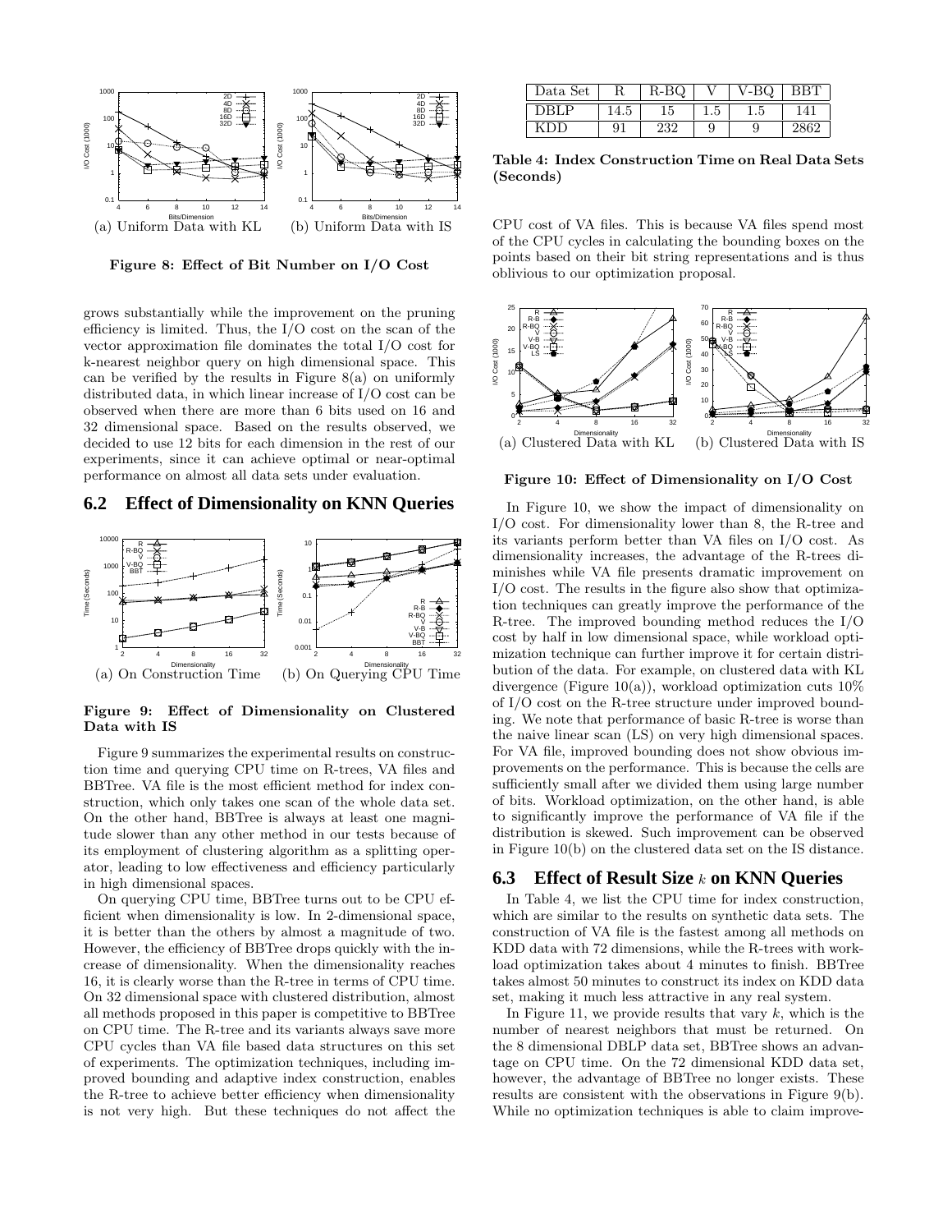(a) Uniform Data with KL (b) Uniform Data with IS

**Figure 8: Effect of Bit Number on I/O Cost**

grows substantially while the improvement on the pruning efficiency is limited. Thus, the I/O cost on the scan of the vector approximation file dominates the total I/O cost for k-nearest neighbor query on high dimensional space. This can be verified by the results in Figure 8(a) on uniformly distributed data, in which linear increase of I/O cost can be observed when there are more than 6 bits used on 16 and 32 dimensional space. Based on the results observed, we decided to use 12 bits for each dimension in the rest of our experiments, since it can achieve optimal or near-optimal performance on almost all data sets under evaluation.

## 6.2 Effect of Dimensionality on KNN Queries

(a) On Construction Time (b) On Querying CPU Time

**Figure 9: Effect of Dimensionality on Clustered Data with IS**

Figure 9 summarizes the experimental results on construction time and querying CPU time on R-trees, VA files and BBTree. VA file is the most efficient method for index construction, which only takes one scan of the whole data set. On the other hand, BBTree is always at least one magnitude slower than any other method in our tests because of its employment of clustering algorithm as a splitting operator, leading to low effectiveness and efficiency particularly in high dimensional spaces.

On querying CPU time, BBTree turns out to be CPU efficient when dimensionality is low. In 2-dimensional space, it is better than the others by almost a magnitude of two. However, the efficiency of BBTree drops quickly with the increase of dimensionality. When the dimensionality reaches 16, it is clearly worse than the R-tree in terms of CPU time. On 32 dimensional space with clustered distribution, almost all methods proposed in this paper is competitive to BBTree on CPU time. The R-tree and its variants always save more CPU cycles than VA file based data structures on this set of experiments. The optimization techniques, including improved bounding and adaptive index construction, enables the R-tree to achieve better efficiency when dimensionality is not very high. But these techniques do not affect the CPU cost of VA files. This is because VA files spend most of the CPU cycles in calculating the bounding boxes on the points based on their bit string representations and is thus oblivious to our optimization proposal.

| Data Set | R | R-BQ | V | V-BQ | BBT |
|---|---|---|---|---|---|
| DBLP | 14.5 | 15 | 1.5 | 1.5 | 141 |
| KDD | 91 | 232 | 9 | 9 | 2862 |

**Table 4: Index Construction Time on Real Data Sets (Seconds)**

(a) Clustered Data with KL (b) Clustered Data with IS

**Figure 10: Effect of Dimensionality on I/O Cost**

In Figure 10, we show the impact of dimensionality on I/O cost. For dimensionality lower than 8, the R-tree and its variants perform better than VA files on I/O cost. As dimensionality increases, the advantage of the R-trees diminishes while VA file presents dramatic improvement on I/O cost. The results in the figure also show that optimization techniques can greatly improve the performance of the R-tree. The improved bounding method reduces the I/O cost by half in low dimensional space, while workload optimization technique can further improve it for certain distribution of the data. For example, on clustered data with KL divergence (Figure 10(a)), workload optimization cuts 10% of I/O cost on the R-tree structure under improved bounding. We note that performance of basic R-tree is worse than the naive linear scan (LS) on very high dimensional spaces. For VA file, improved bounding does not show obvious improvements on the performance. This is because the cells are sufficiently small after we divided them using large number of bits. Workload optimization, on the other hand, is able to significantly improve the performance of VA file if the distribution is skewed. Such improvement can be observed in Figure 10(b) on the clustered data set on the IS distance.

## 6.3 Effect of Result Size $k$ on KNN Queries

In Table 4, we list the CPU time for index construction, which are similar to the results on synthetic data sets. The construction of VA file is the fastest among all methods on KDD data with 72 dimensions, while the R-trees with workload optimization takes about 4 minutes to finish. BBTree takes almost 50 minutes to construct its index on KDD data set, making it much less attractive in any real system.

In Figure 11, we provide results that vary $k$, which is the number of nearest neighbors that must be returned. On the 8 dimensional DBLP data set, BBTree shows an advantage on CPU time. On the 72 dimensional KDD data set, however, the advantage of BBTree no longer exists. These results are consistent with the observations in Figure 9(b). While no optimization techniques is able to claim improve-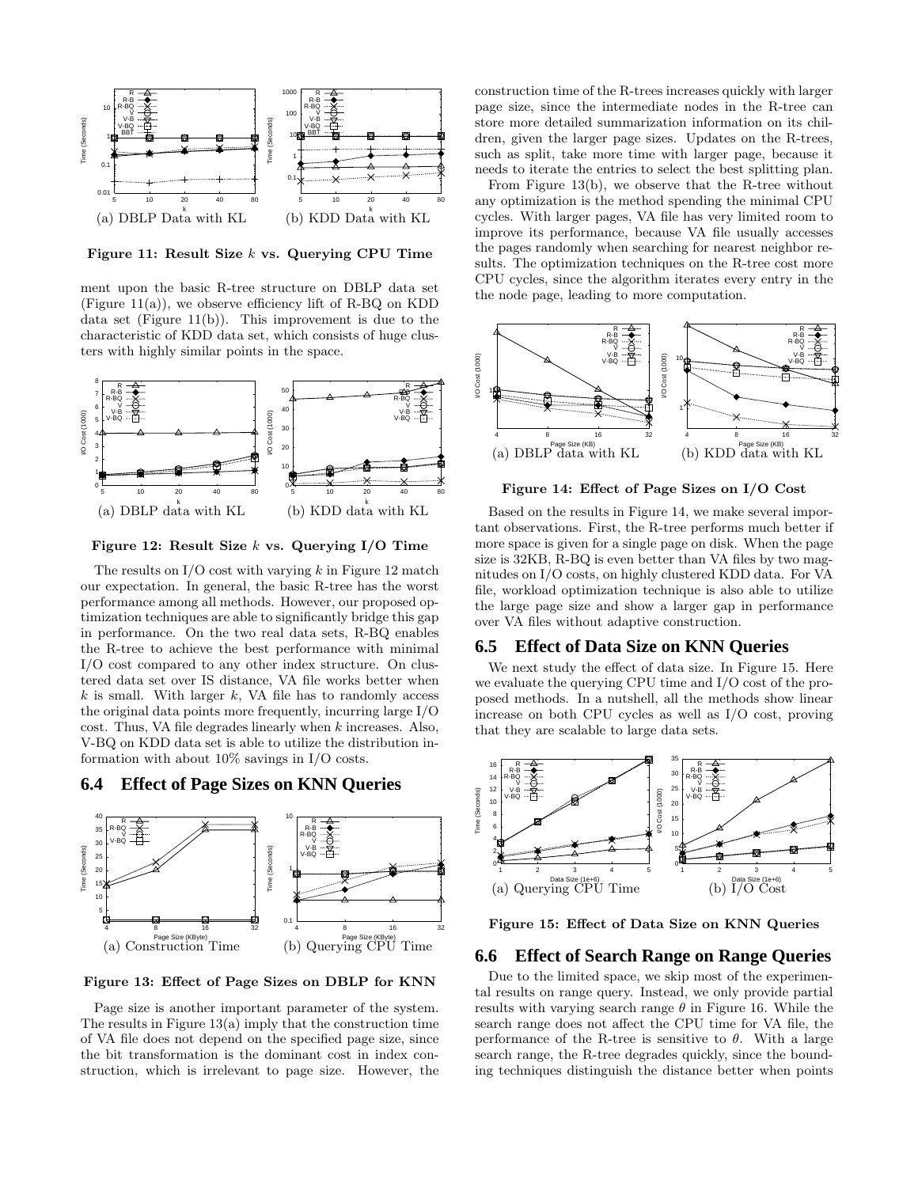R
R-B
R-BQ
V
V-B
V-BQ
BBT

Time (Seconds)

10
1
0.1
0.01

5 10 20 40 80

k

(a) DBLP Data with KL

1000
100
10
1
0.1

5 10 20 40 80

k

(b) KDD Data with KL

**Figure 11: Result Size $k$ vs. Querying CPU Time**

ment upon the basic R-tree structure on DBLP data set (Figure 11(a)), we observe efficiency lift of R-BQ on KDD data set (Figure 11(b)). This improvement is due to the characteristic of KDD data set, which consists of huge clusters with highly similar points in the space.

R
R-B
R-BQ
V
V-B
V-BQ

I/O Cost (1000)

8 7 6 5 4 3 2 1 0

5 10 20 40 80

k

(a) DBLP data with KL

50 40 30 20 10 0

5 10 20 40 80

k

(b) KDD data with KL

**Figure 12: Result Size $k$ vs. Querying I/O Time**

The results on I/O cost with varying $k$ in Figure 12 match our expectation. In general, the basic R-tree has the worst performance among all methods. However, our proposed optimization techniques are able to significantly bridge this gap in performance. On the two real data sets, R-BQ enables the R-tree to achieve the best performance with minimal I/O cost compared to any other index structure. On clustered data set over IS distance, VA file works better when $k$ is small. With larger $k$, VA file has to randomly access the original data points more frequently, incurring large I/O cost. Thus, VA file degrades linearly when $k$ increases. Also, V-BQ on KDD data set is able to utilize the distribution information with about 10% savings in I/O costs.

## 6.4 Effect of Page Sizes on KNN Queries

R
R-BQ
V
V-BQ

Time (Seconds)

40 35 30 25 20 15 10 5

4 8 16 32

Page Size (KByte)

(a) Construction Time

R
R-B
R-BQ
V
V-B
V-BQ

10
1
0.1

4 8 16 32

Page Size (KByte)

(b) Querying CPU Time

**Figure 13: Effect of Page Sizes on DBLP for KNN**

Page size is another important parameter of the system. The results in Figure 13(a) imply that the construction time of VA file does not depend on the specified page size, since the bit transformation is the dominant cost in index construction, which is irrelevant to page size. However, the construction time of the R-trees increases quickly with larger page size, since the intermediate nodes in the R-tree can store more detailed summarization information on its children, given the larger page sizes. Updates on the R-trees, such as split, take more time with larger page, because it needs to iterate the entries to select the best splitting plan.

From Figure 13(b), we observe that the R-tree without any optimization is the method spending the minimal CPU cycles. With larger pages, VA file has very limited room to improve its performance, because VA file usually accesses the pages randomly when searching for nearest neighbor results. The optimization techniques on the R-tree cost more CPU cycles, since the algorithm iterates every entry in the the node page, leading to more computation.

R
R-B
R-BQ
V
V-B
V-BQ

I/O Cost (1000)

1

4 8 16 32

Page Size (KB)

(a) DBLP data with KL

10
1

4 8 16 32

Page Size (KB)

(b) KDD data with KL

**Figure 14: Effect of Page Sizes on I/O Cost**

Based on the results in Figure 14, we make several important observations. First, the R-tree performs much better if more space is given for a single page on disk. When the page size is 32KB, R-BQ is even better than VA files by two magnitudes on I/O costs, on highly clustered KDD data. For VA file, workload optimization technique is also able to utilize the large page size and show a larger gap in performance over VA files without adaptive construction.

## 6.5 Effect of Data Size on KNN Queries

We next study the effect of data size. In Figure 15. Here we evaluate the querying CPU time and I/O cost of the proposed methods. In a nutshell, all the methods show linear increase on both CPU cycles as well as I/O cost, proving that they are scalable to large data sets.

R
R-B
R-BQ
V
V-B
V-BQ

Time (Seconds)

16 14 12 10 8 6 4 2 0

1 2 3 4 5

Data Size (1e+6)

(a) Querying CPU Time

I/O Cost (1000)

35 30 25 20 15 10 5 0

1 2 3 4 5

Data Size (1e+6)

(b) I/O Cost

**Figure 15: Effect of Data Size on KNN Queries**

## 6.6 Effect of Search Range on Range Queries

Due to the limited space, we skip most of the experimental results on range query. Instead, we only provide partial results with varying search range $\theta$ in Figure 16. While the search range does not affect the CPU time for VA file, the performance of the R-tree is sensitive to $\theta$. With a large search range, the R-tree degrades quickly, since the bounding techniques distinguish the distance better when points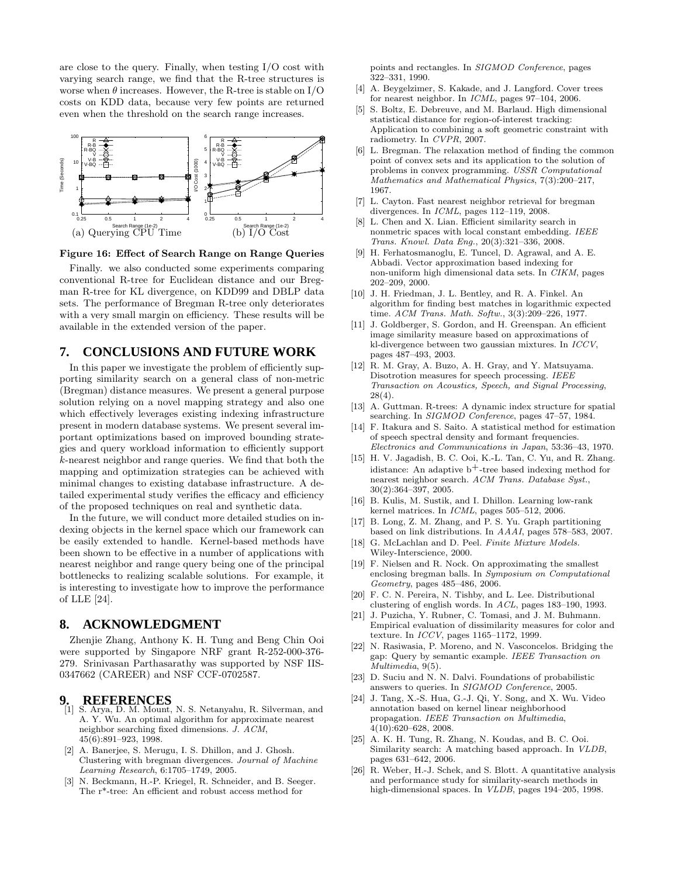are close to the query. Finally, when testing I/O cost with varying search range, we find that the R-tree structures is worse when $\theta$ increases. However, the R-tree is stable on I/O costs on KDD data, because very few points are returned even when the threshold on the search range increases.

Time (Seconds)
100
10
1
0.1
0.25 0.5 1 2 4
Search Range (1e-2)
R
R-B
R-BQ
V
V-B
V-BQ

(a) Querying CPU Time

I/O Cost (1000)
6
5
4
3
2
1
0
0.25 0.5 1 2 4
Search Range (1e-2)
R
R-B
R-BQ
V
V-B
V-BQ

(b) I/O Cost

**Figure 16: Effect of Search Range on Range Queries**

Finally. we also conducted some experiments comparing conventional R-tree for Euclidean distance and our Bregman R-tree for KL divergence, on KDD99 and DBLP data sets. The performance of Bregman R-tree only deteriorates with a very small margin on efficiency. These results will be available in the extended version of the paper.

# 7. CONCLUSIONS AND FUTURE WORK

In this paper we investigate the problem of efficiently supporting similarity search on a general class of non-metric (Bregman) distance measures. We present a general purpose solution relying on a novel mapping strategy and also one which effectively leverages existing indexing infrastructure present in modern database systems. We present several important optimizations based on improved bounding strategies and query workload information to efficiently support $k$-nearest neighbor and range queries. We find that both the mapping and optimization strategies can be achieved with minimal changes to existing database infrastructure. A detailed experimental study verifies the efficacy and efficiency of the proposed techniques on real and synthetic data.

In the future, we will conduct more detailed studies on indexing objects in the kernel space which our framework can be easily extended to handle. Kernel-based methods have been shown to be effective in a number of applications with nearest neighbor and range query being one of the principal bottlenecks to realizing scalable solutions. For example, it is interesting to investigate how to improve the performance of LLE [24].

# 8. ACKNOWLEDGMENT

Zhenjie Zhang, Anthony K. H. Tung and Beng Chin Ooi were supported by Singapore NRF grant R-252-000-376-279. Srinivasan Parthasarathy was supported by NSF IIS-0347662 (CAREER) and NSF CCF-0702587.

# 9. REFERENCES

[1] S. Arya, D. M. Mount, N. S. Netanyahu, R. Silverman, and A. Y. Wu. An optimal algorithm for approximate nearest neighbor searching fixed dimensions. *J. ACM*, 45(6):891–923, 1998.

[2] A. Banerjee, S. Merugu, I. S. Dhillon, and J. Ghosh. Clustering with bregman divergences. *Journal of Machine Learning Research*, 6:1705–1749, 2005.

[3] N. Beckmann, H.-P. Kriegel, R. Schneider, and B. Seeger. The r*-tree: An efficient and robust access method for points and rectangles. In *SIGMOD Conference*, pages 322–331, 1990.

[4] A. Beygelzimer, S. Kakade, and J. Langford. Cover trees for nearest neighbor. In *ICML*, pages 97–104, 2006.

[5] S. Boltz, E. Debreuve, and M. Barlaud. High dimensional statistical distance for region-of-interest tracking: Application to combining a soft geometric constraint with radiometry. In *CVPR*, 2007.

[6] L. Bregman. The relaxation method of finding the common point of convex sets and its application to the solution of problems in convex programming. *USSR Computational Mathematics and Mathematical Physics*, 7(3):200–217, 1967.

[7] L. Cayton. Fast nearest neighbor retrieval for bregman divergences. In *ICML*, pages 112–119, 2008.

[8] L. Chen and X. Lian. Efficient similarity search in nonmetric spaces with local constant embedding. *IEEE Trans. Knowl. Data Eng.*, 20(3):321–336, 2008.

[9] H. Ferhatosmanoglu, E. Tuncel, D. Agrawal, and A. E. Abbadi. Vector approximation based indexing for non-uniform high dimensional data sets. In *CIKM*, pages 202–209, 2000.

[10] J. H. Friedman, J. L. Bentley, and R. A. Finkel. An algorithm for finding best matches in logarithmic expected time. *ACM Trans. Math. Softw.*, 3(3):209–226, 1977.

[11] J. Goldberger, S. Gordon, and H. Greenspan. An efficient image similarity measure based on approximations of kl-divergence between two gaussian mixtures. In *ICCV*, pages 487–493, 2003.

[12] R. M. Gray, A. Buzo, A. H. Gray, and Y. Matsuyama. Disotrotion measures for speech processing. *IEEE Transaction on Acoustics, Speech, and Signal Processing*, 28(4).

[13] A. Guttman. R-trees: A dynamic index structure for spatial searching. In *SIGMOD Conference*, pages 47–57, 1984.

[14] F. Itakura and S. Saito. A statistical method for estimation of speech spectral density and formant frequencies. *Electronics and Communications in Japan*, 53:36–43, 1970.

[15] H. V. Jagadish, B. C. Ooi, K.-L. Tan, C. Yu, and R. Zhang. idistance: An adaptive b$^+$-tree based indexing method for nearest neighbor search. *ACM Trans. Database Syst.*, 30(2):364–397, 2005.

[16] B. Kulis, M. Sustik, and I. Dhillon. Learning low-rank kernel matrices. In *ICML*, pages 505–512, 2006.

[17] B. Long, Z. M. Zhang, and P. S. Yu. Graph partitioning based on link distributions. In *AAAI*, pages 578–583, 2007.

[18] G. McLachlan and D. Peel. *Finite Mixture Models.* Wiley-Interscience, 2000.

[19] F. Nielsen and R. Nock. On approximating the smallest enclosing bregman balls. In *Symposium on Computational Geometry*, pages 485–486, 2006.

[20] F. C. N. Pereira, N. Tishby, and L. Lee. Distributional clustering of english words. In *ACL*, pages 183–190, 1993.

[21] J. Puzicha, Y. Rubner, C. Tomasi, and J. M. Buhmann. Empirical evaluation of dissimilarity measures for color and texture. In *ICCV*, pages 1165–1172, 1999.

[22] N. Rasiwasia, P. Moreno, and N. Vasconcelos. Bridging the gap: Query by semantic example. *IEEE Transaction on Multimedia*, 9(5).

[23] D. Suciu and N. N. Dalvi. Foundations of probabilistic answers to queries. In *SIGMOD Conference*, 2005.

[24] J. Tang, X.-S. Hua, G.-J. Qi, Y. Song, and X. Wu. Video annotation based on kernel linear neighborhood propagation. *IEEE Transaction on Multimedia*, 4(10):620–628, 2008.

[25] A. K. H. Tung, R. Zhang, N. Koudas, and B. C. Ooi. Similarity search: A matching based approach. In *VLDB*, pages 631–642, 2006.

[26] R. Weber, H.-J. Schek, and S. Blott. A quantitative analysis and performance study for similarity-search methods in high-dimensional spaces. In *VLDB*, pages 194–205, 1998.